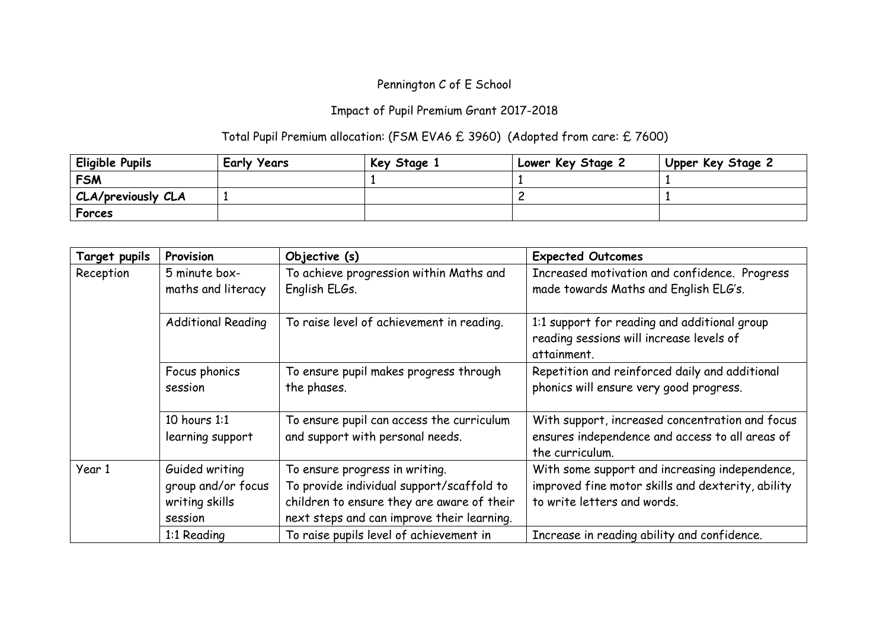Pennington C of E School

Impact of Pupil Premium Grant 2017-2018

Total Pupil Premium allocation: (FSM EVA6 £ 3960) (Adopted from care: £ 7600)

| **Eligible Pupils** | **Early Years** | **Key Stage 1** | **Lower Key Stage 2** | **Upper Key Stage 2** |
|---|---|---|---|---|
| **FSM** | | 1 | 1 | 1 |
| **CLA/previously CLA** | 1 | | 2 | 1 |
| **Forces** | | | | |

| **Target pupils** | **Provision** | **Objective (s)** | **Expected Outcomes** |
|---|---|---|---|
| Reception | 5 minute box-maths and literacy | To achieve progression within Maths and English ELGs. | Increased motivation and confidence. Progress made towards Maths and English ELG's. |
| | Additional Reading | To raise level of achievement in reading. | 1:1 support for reading and additional group reading sessions will increase levels of attainment. |
| | Focus phonics session | To ensure pupil makes progress through the phases. | Repetition and reinforced daily and additional phonics will ensure very good progress. |
| | 10 hours 1:1 learning support | To ensure pupil can access the curriculum and support with personal needs. | With support, increased concentration and focus ensures independence and access to all areas of the curriculum. |
| Year 1 | Guided writing group and/or focus writing skills session | To ensure progress in writing. To provide individual support/scaffold to children to ensure they are aware of their next steps and can improve their learning. | With some support and increasing independence, improved fine motor skills and dexterity, ability to write letters and words. |
| | 1:1 Reading | To raise pupils level of achievement in | Increase in reading ability and confidence. |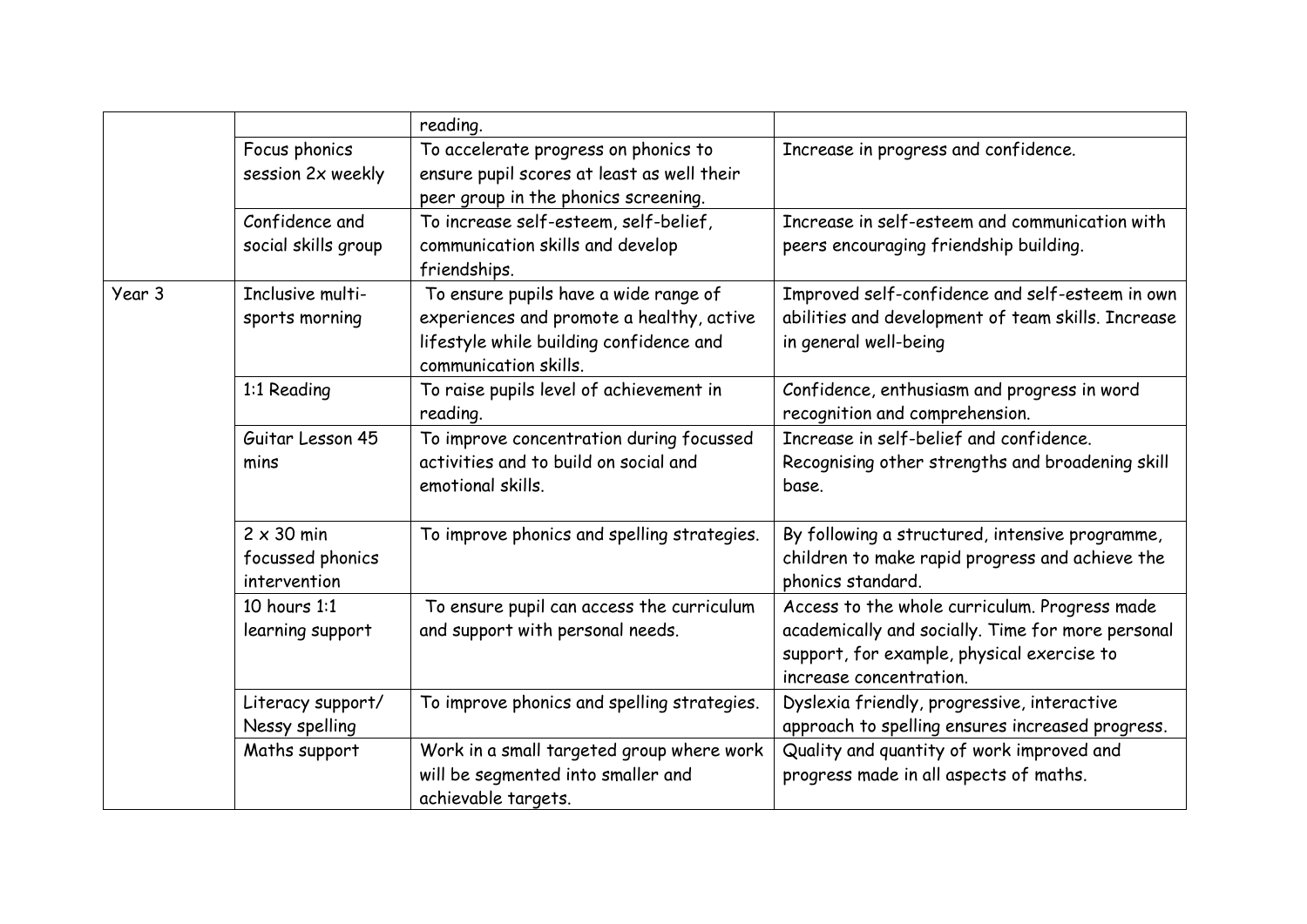| | | | |
|---|---|---|---|
| | | reading. | |
| | Focus phonics session 2x weekly | To accelerate progress on phonics to ensure pupil scores at least as well their peer group in the phonics screening. | Increase in progress and confidence. |
| | Confidence and social skills group | To increase self-esteem, self-belief, communication skills and develop friendships. | Increase in self-esteem and communication with peers encouraging friendship building. |
| Year 3 | Inclusive multi-sports morning | To ensure pupils have a wide range of experiences and promote a healthy, active lifestyle while building confidence and communication skills. | Improved self-confidence and self-esteem in own abilities and development of team skills. Increase in general well-being |
| | 1:1 Reading | To raise pupils level of achievement in reading. | Confidence, enthusiasm and progress in word recognition and comprehension. |
| | Guitar Lesson 45 mins | To improve concentration during focussed activities and to build on social and emotional skills. | Increase in self-belief and confidence. Recognising other strengths and broadening skill base. |
| | 2 x 30 min focussed phonics intervention | To improve phonics and spelling strategies. | By following a structured, intensive programme, children to make rapid progress and achieve the phonics standard. |
| | 10 hours 1:1 learning support | To ensure pupil can access the curriculum and support with personal needs. | Access to the whole curriculum. Progress made academically and socially. Time for more personal support, for example, physical exercise to increase concentration. |
| | Literacy support/ Nessy spelling | To improve phonics and spelling strategies. | Dyslexia friendly, progressive, interactive approach to spelling ensures increased progress. |
| | Maths support | Work in a small targeted group where work will be segmented into smaller and achievable targets. | Quality and quantity of work improved and progress made in all aspects of maths. |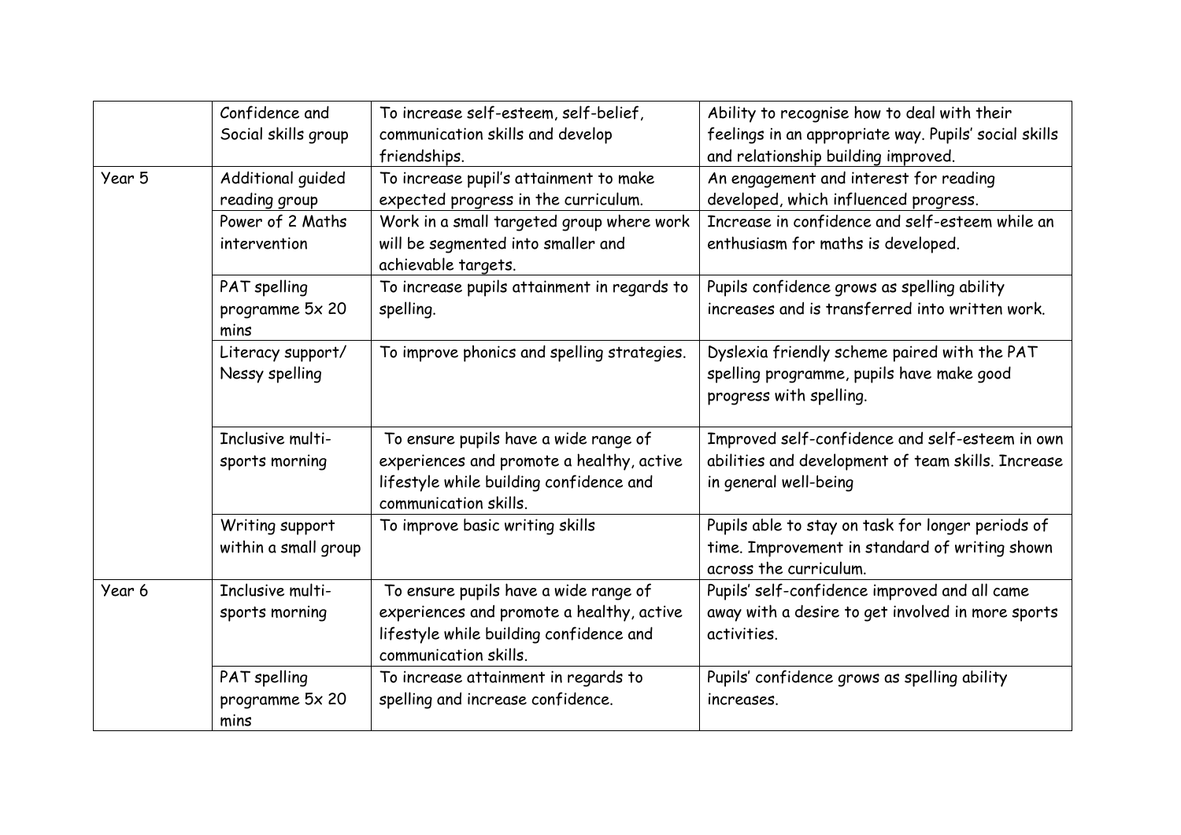| | | | |
|---|---|---|---|
| | Confidence and Social skills group | To increase self-esteem, self-belief, communication skills and develop friendships. | Ability to recognise how to deal with their feelings in an appropriate way. Pupils' social skills and relationship building improved. |
| Year 5 | Additional guided reading group | To increase pupil's attainment to make expected progress in the curriculum. | An engagement and interest for reading developed, which influenced progress. |
| | Power of 2 Maths intervention | Work in a small targeted group where work will be segmented into smaller and achievable targets. | Increase in confidence and self-esteem while an enthusiasm for maths is developed. |
| | PAT spelling programme 5x 20 mins | To increase pupils attainment in regards to spelling. | Pupils confidence grows as spelling ability increases and is transferred into written work. |
| | Literacy support/ Nessy spelling | To improve phonics and spelling strategies. | Dyslexia friendly scheme paired with the PAT spelling programme, pupils have make good progress with spelling. |
| | Inclusive multi-sports morning | To ensure pupils have a wide range of experiences and promote a healthy, active lifestyle while building confidence and communication skills. | Improved self-confidence and self-esteem in own abilities and development of team skills. Increase in general well-being |
| | Writing support within a small group | To improve basic writing skills | Pupils able to stay on task for longer periods of time. Improvement in standard of writing shown across the curriculum. |
| Year 6 | Inclusive multi-sports morning | To ensure pupils have a wide range of experiences and promote a healthy, active lifestyle while building confidence and communication skills. | Pupils' self-confidence improved and all came away with a desire to get involved in more sports activities. |
| | PAT spelling programme 5x 20 mins | To increase attainment in regards to spelling and increase confidence. | Pupils' confidence grows as spelling ability increases. |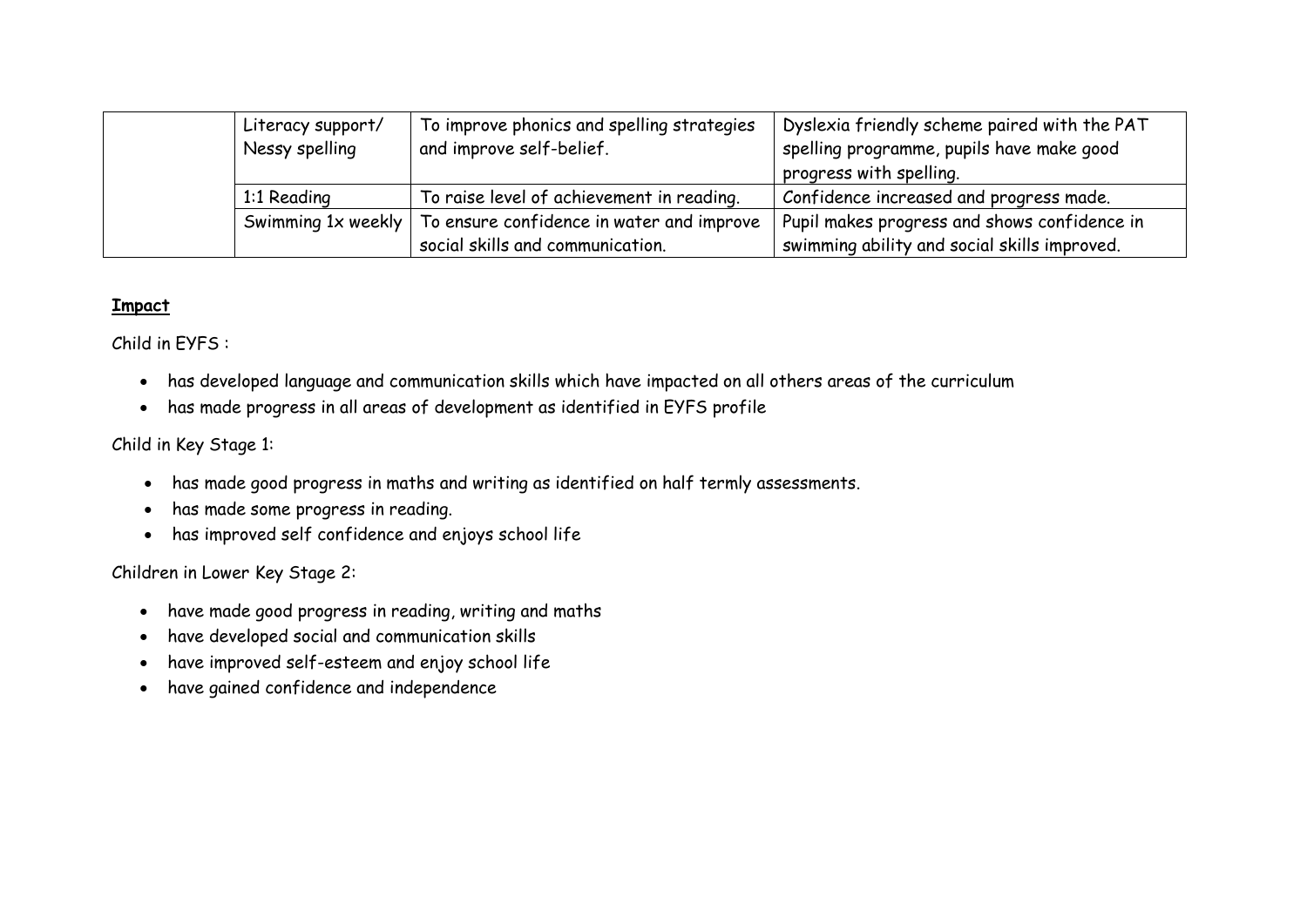| | Literacy support/ Nessy spelling | To improve phonics and spelling strategies and improve self-belief. | Dyslexia friendly scheme paired with the PAT spelling programme, pupils have make good progress with spelling. |
|---|---|---|---|
| | 1:1 Reading | To raise level of achievement in reading. | Confidence increased and progress made. |
| | Swimming 1x weekly | To ensure confidence in water and improve social skills and communication. | Pupil makes progress and shows confidence in swimming ability and social skills improved. |

**Impact**

Child in EYFS :

- has developed language and communication skills which have impacted on all others areas of the curriculum
- has made progress in all areas of development as identified in EYFS profile

Child in Key Stage 1:

- has made good progress in maths and writing as identified on half termly assessments.
- has made some progress in reading.
- has improved self confidence and enjoys school life

Children in Lower Key Stage 2:

- have made good progress in reading, writing and maths
- have developed social and communication skills
- have improved self-esteem and enjoy school life
- have gained confidence and independence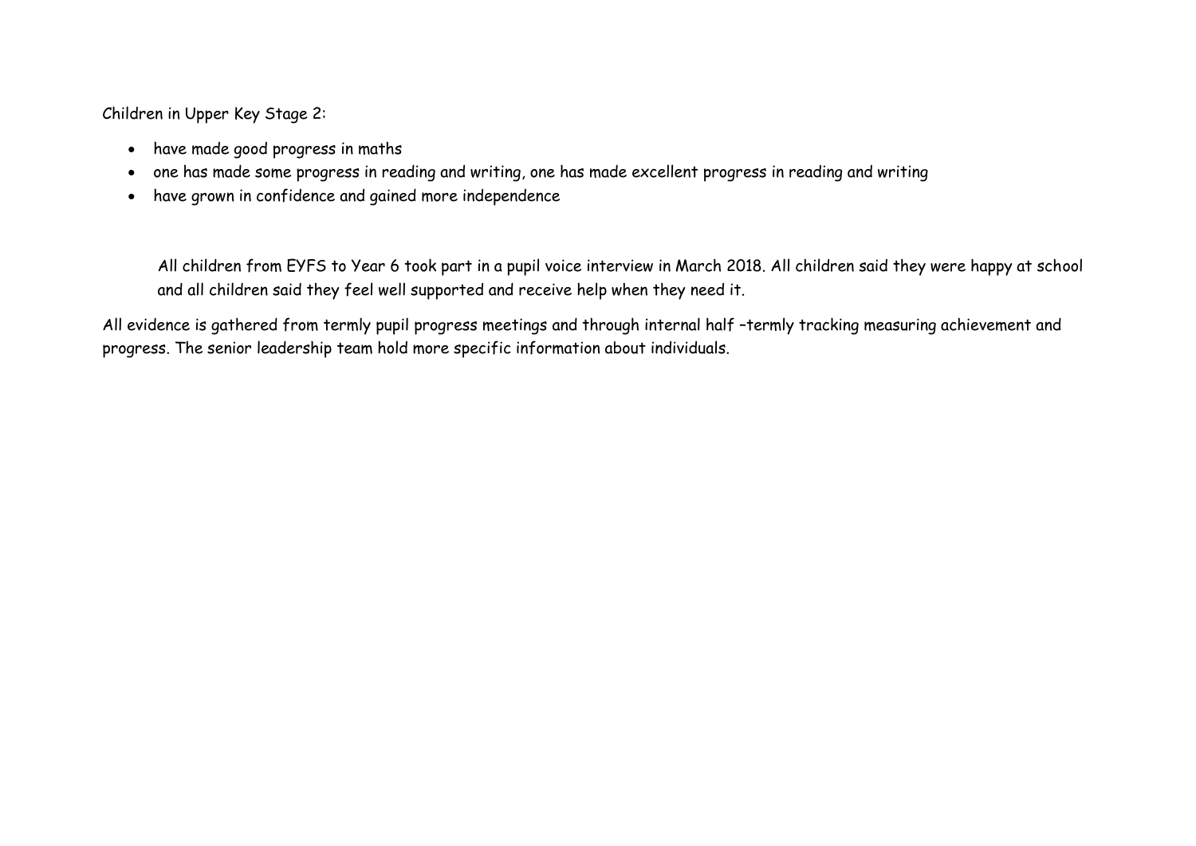Children in Upper Key Stage 2:

- have made good progress in maths
- one has made some progress in reading and writing, one has made excellent progress in reading and writing
- have grown in confidence and gained more independence

All children from EYFS to Year 6 took part in a pupil voice interview in March 2018. All children said they were happy at school and all children said they feel well supported and receive help when they need it.

All evidence is gathered from termly pupil progress meetings and through internal half –termly tracking measuring achievement and progress. The senior leadership team hold more specific information about individuals.